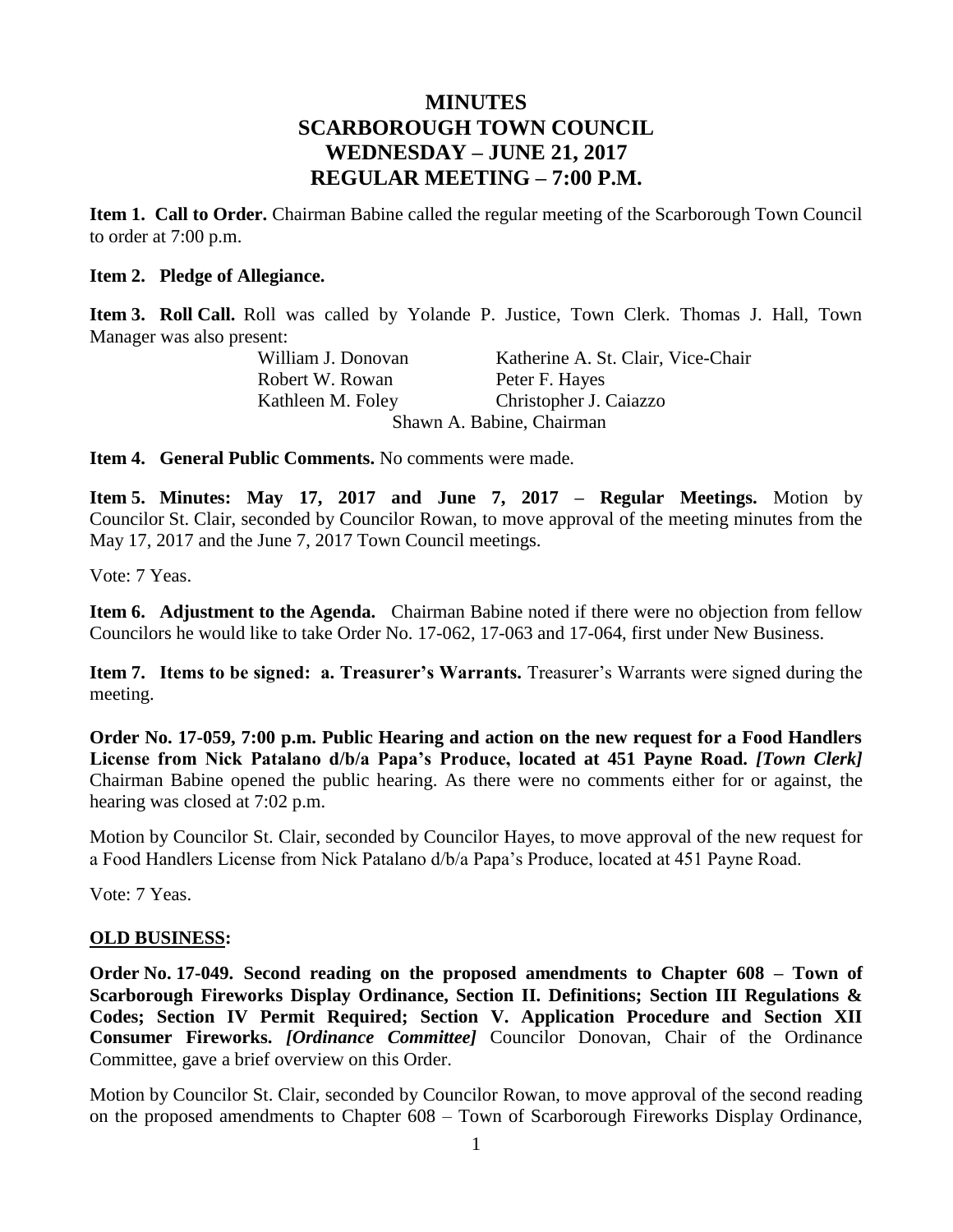# MINUTES
# SCARBOROUGH TOWN COUNCIL
# WEDNESDAY – JUNE 21, 2017
# REGULAR MEETING – 7:00 P.M.

**Item 1. Call to Order.** Chairman Babine called the regular meeting of the Scarborough Town Council to order at 7:00 p.m.

**Item 2. Pledge of Allegiance.**

**Item 3. Roll Call.** Roll was called by Yolande P. Justice, Town Clerk. Thomas J. Hall, Town Manager was also present:

| | |
|---|---|
| William J. Donovan | Katherine A. St. Clair, Vice-Chair |
| Robert W. Rowan | Peter F. Hayes |
| Kathleen M. Foley | Christopher J. Caiazzo |

Shawn A. Babine, Chairman

**Item 4. General Public Comments.** No comments were made.

**Item 5. Minutes: May 17, 2017 and June 7, 2017 – Regular Meetings.** Motion by Councilor St. Clair, seconded by Councilor Rowan, to move approval of the meeting minutes from the May 17, 2017 and the June 7, 2017 Town Council meetings.

Vote: 7 Yeas.

**Item 6. Adjustment to the Agenda.** Chairman Babine noted if there were no objection from fellow Councilors he would like to take Order No. 17-062, 17-063 and 17-064, first under New Business.

**Item 7. Items to be signed: a. Treasurer's Warrants.** Treasurer's Warrants were signed during the meeting.

**Order No. 17-059, 7:00 p.m. Public Hearing and action on the new request for a Food Handlers License from Nick Patalano d/b/a Papa's Produce, located at 451 Payne Road.** ***[Town Clerk]*** Chairman Babine opened the public hearing. As there were no comments either for or against, the hearing was closed at 7:02 p.m.

Motion by Councilor St. Clair, seconded by Councilor Hayes, to move approval of the new request for a Food Handlers License from Nick Patalano d/b/a Papa's Produce, located at 451 Payne Road.

Vote: 7 Yeas.

## OLD BUSINESS:

**Order No. 17-049. Second reading on the proposed amendments to Chapter 608 – Town of Scarborough Fireworks Display Ordinance, Section II. Definitions; Section III Regulations & Codes; Section IV Permit Required; Section V. Application Procedure and Section XII Consumer Fireworks.** ***[Ordinance Committee]*** Councilor Donovan, Chair of the Ordinance Committee, gave a brief overview on this Order.

Motion by Councilor St. Clair, seconded by Councilor Rowan, to move approval of the second reading on the proposed amendments to Chapter 608 – Town of Scarborough Fireworks Display Ordinance,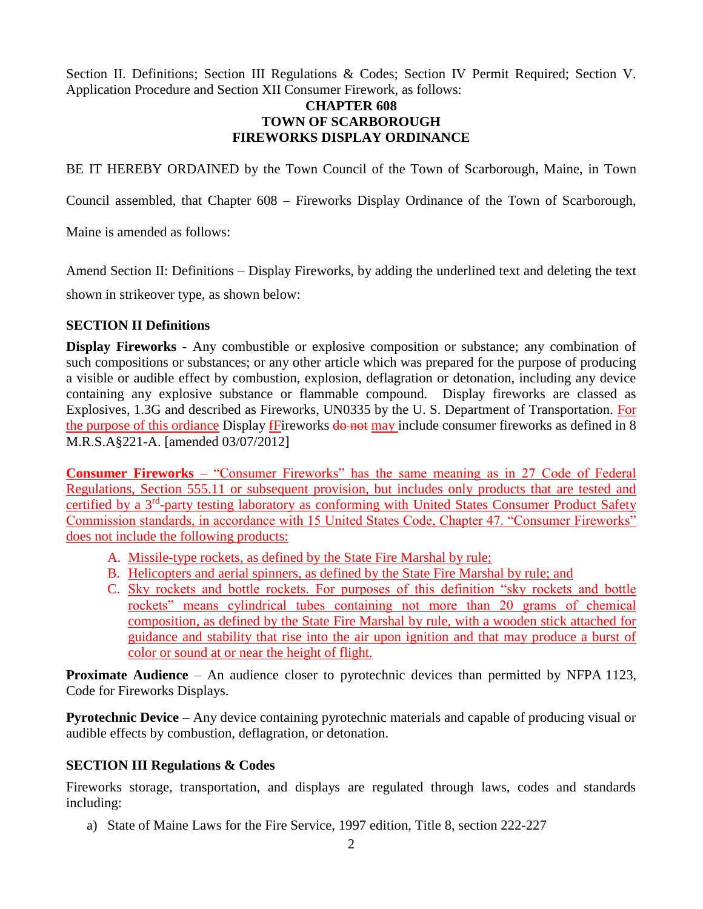Section II. Definitions; Section III Regulations & Codes; Section IV Permit Required; Section V. Application Procedure and Section XII Consumer Firework, as follows:

**CHAPTER 608**
**TOWN OF SCARBOROUGH**
**FIREWORKS DISPLAY ORDINANCE**

BE IT HEREBY ORDAINED by the Town Council of the Town of Scarborough, Maine, in Town Council assembled, that Chapter 608 – Fireworks Display Ordinance of the Town of Scarborough, Maine is amended as follows:

Amend Section II: Definitions – Display Fireworks, by adding the underlined text and deleting the text shown in strikeover type, as shown below:

## SECTION II Definitions

**Display Fireworks** - Any combustible or explosive composition or substance; any combination of such compositions or substances; or any other article which was prepared for the purpose of producing a visible or audible effect by combustion, explosion, deflagration or detonation, including any device containing any explosive substance or flammable compound. Display fireworks are classed as Explosives, 1.3G and described as Fireworks, UN0335 by the U. S. Department of Transportation. <u>For the purpose of this ordiance</u> Display ~~f~~<u>F</u>ireworks ~~do not~~ <u>may</u> include consumer fireworks as defined in 8 M.R.S.A§221-A. [amended 03/07/2012]

<u>**Consumer Fireworks** – "Consumer Fireworks" has the same meaning as in 27 Code of Federal Regulations, Section 555.11 or subsequent provision, but includes only products that are tested and certified by a 3rd-party testing laboratory as conforming with United States Consumer Product Safety Commission standards, in accordance with 15 United States Code, Chapter 47. "Consumer Fireworks" does not include the following products:</u>

A. <u>Missile-type rockets, as defined by the State Fire Marshal by rule;</u>
B. <u>Helicopters and aerial spinners, as defined by the State Fire Marshal by rule; and</u>
C. <u>Sky rockets and bottle rockets. For purposes of this definition "sky rockets and bottle rockets" means cylindrical tubes containing not more than 20 grams of chemical composition, as defined by the State Fire Marshal by rule, with a wooden stick attached for guidance and stability that rise into the air upon ignition and that may produce a burst of color or sound at or near the height of flight.</u>

**Proximate Audience** – An audience closer to pyrotechnic devices than permitted by NFPA 1123, Code for Fireworks Displays.

**Pyrotechnic Device** – Any device containing pyrotechnic materials and capable of producing visual or audible effects by combustion, deflagration, or detonation.

## SECTION III Regulations & Codes

Fireworks storage, transportation, and displays are regulated through laws, codes and standards including:

a) State of Maine Laws for the Fire Service, 1997 edition, Title 8, section 222-227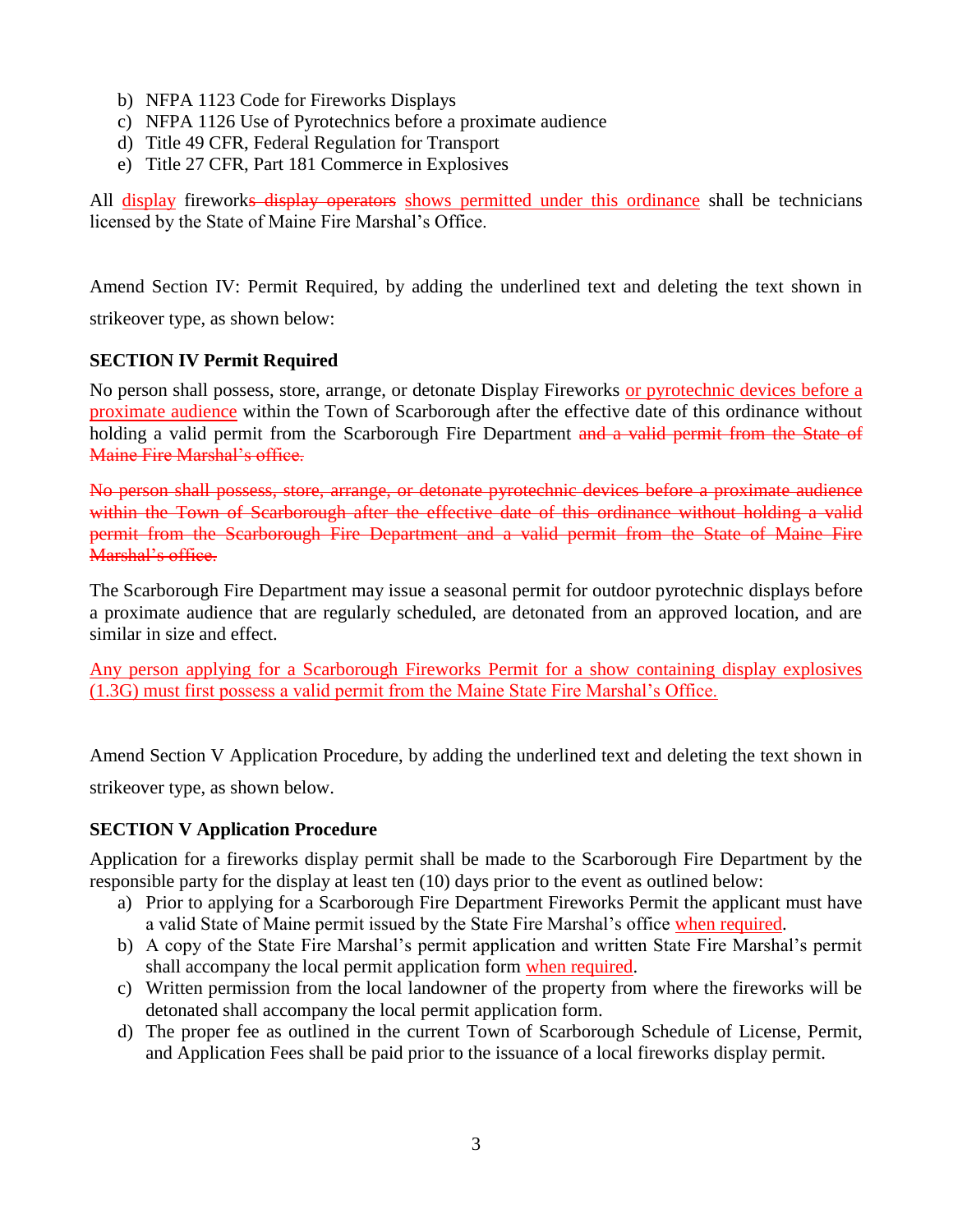b) NFPA 1123 Code for Fireworks Displays
c) NFPA 1126 Use of Pyrotechnics before a proximate audience
d) Title 49 CFR, Federal Regulation for Transport
e) Title 27 CFR, Part 181 Commerce in Explosives

All <u>display</u> firework~~s display operators~~ <u>shows permitted under this ordinance</u> shall be technicians licensed by the State of Maine Fire Marshal's Office.

Amend Section IV: Permit Required, by adding the underlined text and deleting the text shown in strikeover type, as shown below:

**SECTION IV Permit Required**

No person shall possess, store, arrange, or detonate Display Fireworks <u>or pyrotechnic devices before a proximate audience</u> within the Town of Scarborough after the effective date of this ordinance without holding a valid permit from the Scarborough Fire Department ~~and a valid permit from the State of Maine Fire Marshal's office.~~

~~No person shall possess, store, arrange, or detonate pyrotechnic devices before a proximate audience within the Town of Scarborough after the effective date of this ordinance without holding a valid permit from the Scarborough Fire Department and a valid permit from the State of Maine Fire Marshal's office.~~

The Scarborough Fire Department may issue a seasonal permit for outdoor pyrotechnic displays before a proximate audience that are regularly scheduled, are detonated from an approved location, and are similar in size and effect.

<u>Any person applying for a Scarborough Fireworks Permit for a show containing display explosives (1.3G) must first possess a valid permit from the Maine State Fire Marshal's Office.</u>

Amend Section V Application Procedure, by adding the underlined text and deleting the text shown in strikeover type, as shown below.

**SECTION V Application Procedure**

Application for a fireworks display permit shall be made to the Scarborough Fire Department by the responsible party for the display at least ten (10) days prior to the event as outlined below:

a) Prior to applying for a Scarborough Fire Department Fireworks Permit the applicant must have a valid State of Maine permit issued by the State Fire Marshal's office <u>when required</u>.
b) A copy of the State Fire Marshal's permit application and written State Fire Marshal's permit shall accompany the local permit application form <u>when required</u>.
c) Written permission from the local landowner of the property from where the fireworks will be detonated shall accompany the local permit application form.
d) The proper fee as outlined in the current Town of Scarborough Schedule of License, Permit, and Application Fees shall be paid prior to the issuance of a local fireworks display permit.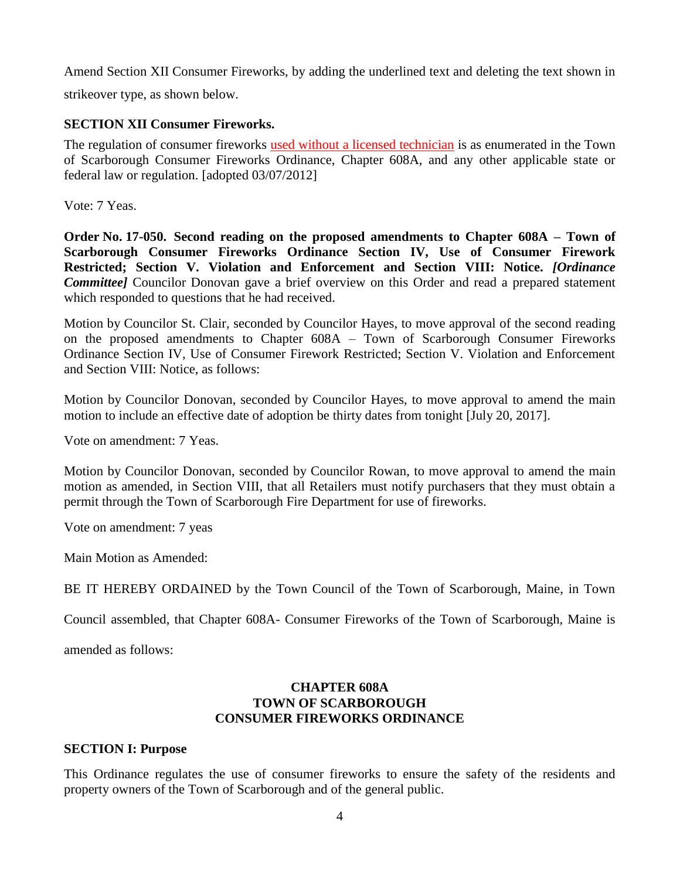Amend Section XII Consumer Fireworks, by adding the underlined text and deleting the text shown in strikeover type, as shown below.

**SECTION XII Consumer Fireworks.**

The regulation of consumer fireworks <u>used without a licensed technician</u> is as enumerated in the Town of Scarborough Consumer Fireworks Ordinance, Chapter 608A, and any other applicable state or federal law or regulation. [adopted 03/07/2012]

Vote: 7 Yeas.

**Order No. 17-050. Second reading on the proposed amendments to Chapter 608A – Town of Scarborough Consumer Fireworks Ordinance Section IV, Use of Consumer Firework Restricted; Section V. Violation and Enforcement and Section VIII: Notice.** ***[Ordinance Committee]*** Councilor Donovan gave a brief overview on this Order and read a prepared statement which responded to questions that he had received.

Motion by Councilor St. Clair, seconded by Councilor Hayes, to move approval of the second reading on the proposed amendments to Chapter 608A – Town of Scarborough Consumer Fireworks Ordinance Section IV, Use of Consumer Firework Restricted; Section V. Violation and Enforcement and Section VIII: Notice, as follows:

Motion by Councilor Donovan, seconded by Councilor Hayes, to move approval to amend the main motion to include an effective date of adoption be thirty dates from tonight [July 20, 2017].

Vote on amendment: 7 Yeas.

Motion by Councilor Donovan, seconded by Councilor Rowan, to move approval to amend the main motion as amended, in Section VIII, that all Retailers must notify purchasers that they must obtain a permit through the Town of Scarborough Fire Department for use of fireworks.

Vote on amendment: 7 yeas

Main Motion as Amended:

BE IT HEREBY ORDAINED by the Town Council of the Town of Scarborough, Maine, in Town Council assembled, that Chapter 608A- Consumer Fireworks of the Town of Scarborough, Maine is amended as follows:

**CHAPTER 608A**
**TOWN OF SCARBOROUGH**
**CONSUMER FIREWORKS ORDINANCE**

**SECTION I: Purpose**

This Ordinance regulates the use of consumer fireworks to ensure the safety of the residents and property owners of the Town of Scarborough and of the general public.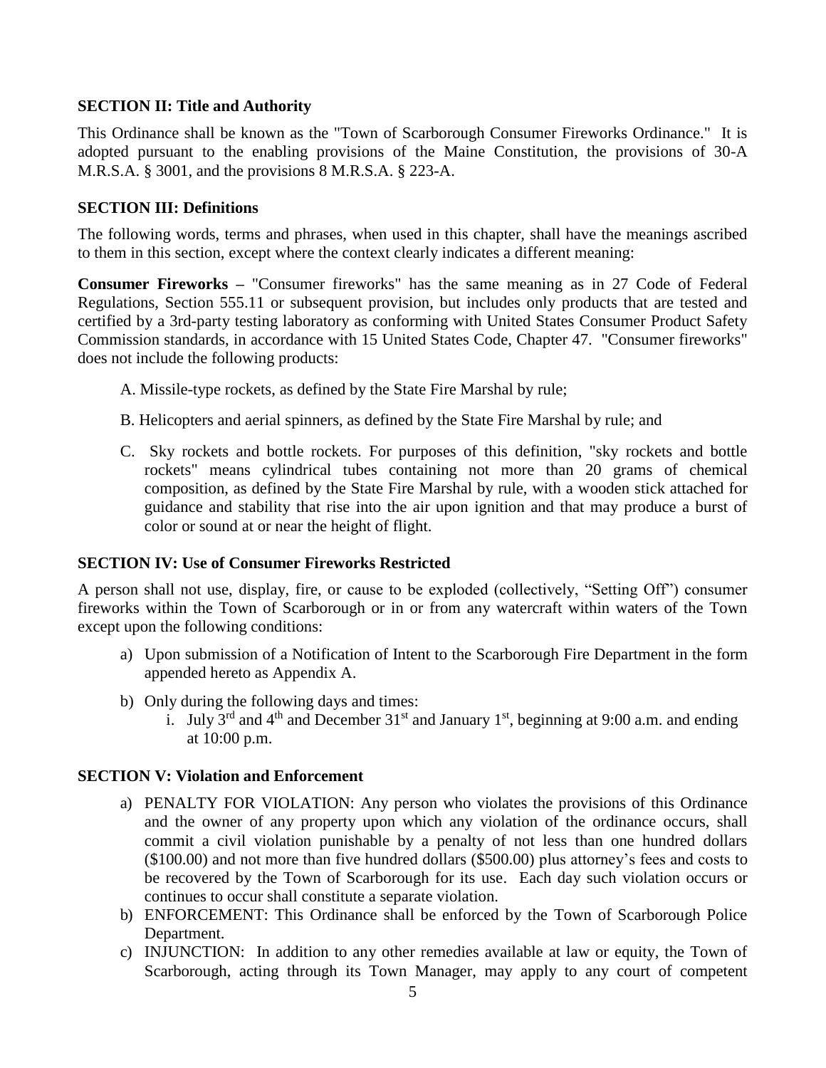**SECTION II: Title and Authority**

This Ordinance shall be known as the "Town of Scarborough Consumer Fireworks Ordinance." It is adopted pursuant to the enabling provisions of the Maine Constitution, the provisions of 30-A M.R.S.A. § 3001, and the provisions 8 M.R.S.A. § 223-A.

**SECTION III: Definitions**

The following words, terms and phrases, when used in this chapter, shall have the meanings ascribed to them in this section, except where the context clearly indicates a different meaning:

**Consumer Fireworks –** "Consumer fireworks" has the same meaning as in 27 Code of Federal Regulations, Section 555.11 or subsequent provision, but includes only products that are tested and certified by a 3rd-party testing laboratory as conforming with United States Consumer Product Safety Commission standards, in accordance with 15 United States Code, Chapter 47. "Consumer fireworks" does not include the following products:

A. Missile-type rockets, as defined by the State Fire Marshal by rule;

B. Helicopters and aerial spinners, as defined by the State Fire Marshal by rule; and

C. Sky rockets and bottle rockets. For purposes of this definition, "sky rockets and bottle rockets" means cylindrical tubes containing not more than 20 grams of chemical composition, as defined by the State Fire Marshal by rule, with a wooden stick attached for guidance and stability that rise into the air upon ignition and that may produce a burst of color or sound at or near the height of flight.

**SECTION IV: Use of Consumer Fireworks Restricted**

A person shall not use, display, fire, or cause to be exploded (collectively, "Setting Off") consumer fireworks within the Town of Scarborough or in or from any watercraft within waters of the Town except upon the following conditions:

a) Upon submission of a Notification of Intent to the Scarborough Fire Department in the form appended hereto as Appendix A.

b) Only during the following days and times:
   i. July 3rd and 4th and December 31st and January 1st, beginning at 9:00 a.m. and ending at 10:00 p.m.

**SECTION V: Violation and Enforcement**

a) PENALTY FOR VIOLATION: Any person who violates the provisions of this Ordinance and the owner of any property upon which any violation of the ordinance occurs, shall commit a civil violation punishable by a penalty of not less than one hundred dollars ($100.00) and not more than five hundred dollars ($500.00) plus attorney's fees and costs to be recovered by the Town of Scarborough for its use. Each day such violation occurs or continues to occur shall constitute a separate violation.

b) ENFORCEMENT: This Ordinance shall be enforced by the Town of Scarborough Police Department.

c) INJUNCTION: In addition to any other remedies available at law or equity, the Town of Scarborough, acting through its Town Manager, may apply to any court of competent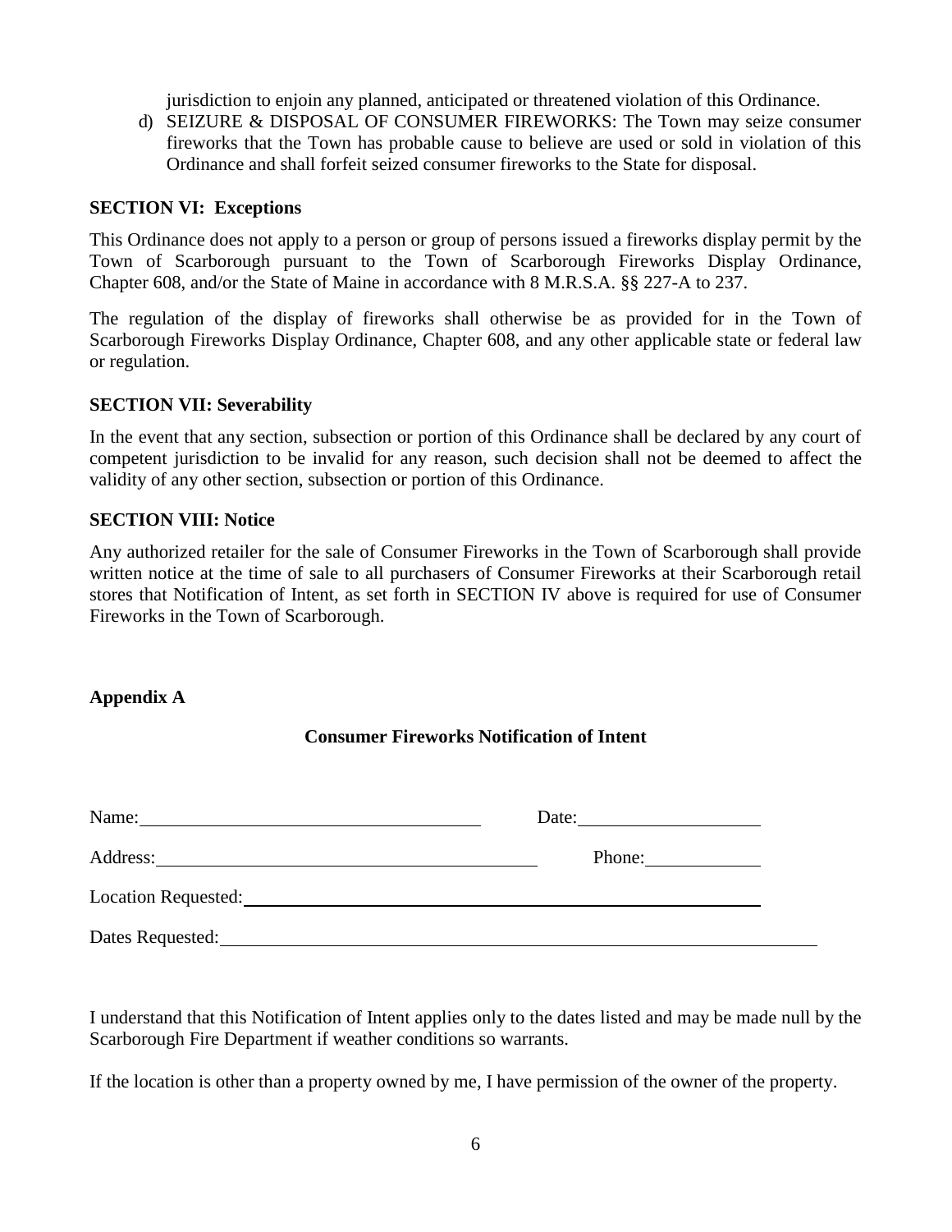jurisdiction to enjoin any planned, anticipated or threatened violation of this Ordinance.

d) SEIZURE & DISPOSAL OF CONSUMER FIREWORKS: The Town may seize consumer fireworks that the Town has probable cause to believe are used or sold in violation of this Ordinance and shall forfeit seized consumer fireworks to the State for disposal.

**SECTION VI: Exceptions**

This Ordinance does not apply to a person or group of persons issued a fireworks display permit by the Town of Scarborough pursuant to the Town of Scarborough Fireworks Display Ordinance, Chapter 608, and/or the State of Maine in accordance with 8 M.R.S.A. §§ 227-A to 237.

The regulation of the display of fireworks shall otherwise be as provided for in the Town of Scarborough Fireworks Display Ordinance, Chapter 608, and any other applicable state or federal law or regulation.

**SECTION VII: Severability**

In the event that any section, subsection or portion of this Ordinance shall be declared by any court of competent jurisdiction to be invalid for any reason, such decision shall not be deemed to affect the validity of any other section, subsection or portion of this Ordinance.

**SECTION VIII: Notice**

Any authorized retailer for the sale of Consumer Fireworks in the Town of Scarborough shall provide written notice at the time of sale to all purchasers of Consumer Fireworks at their Scarborough retail stores that Notification of Intent, as set forth in SECTION IV above is required for use of Consumer Fireworks in the Town of Scarborough.

**Appendix A**

**Consumer Fireworks Notification of Intent**

Name:______________________________ Date:________________

Address:______________________________ Phone:__________

Location Requested:______________________________________________

Dates Requested:__________________________________________________

I understand that this Notification of Intent applies only to the dates listed and may be made null by the Scarborough Fire Department if weather conditions so warrants.

If the location is other than a property owned by me, I have permission of the owner of the property.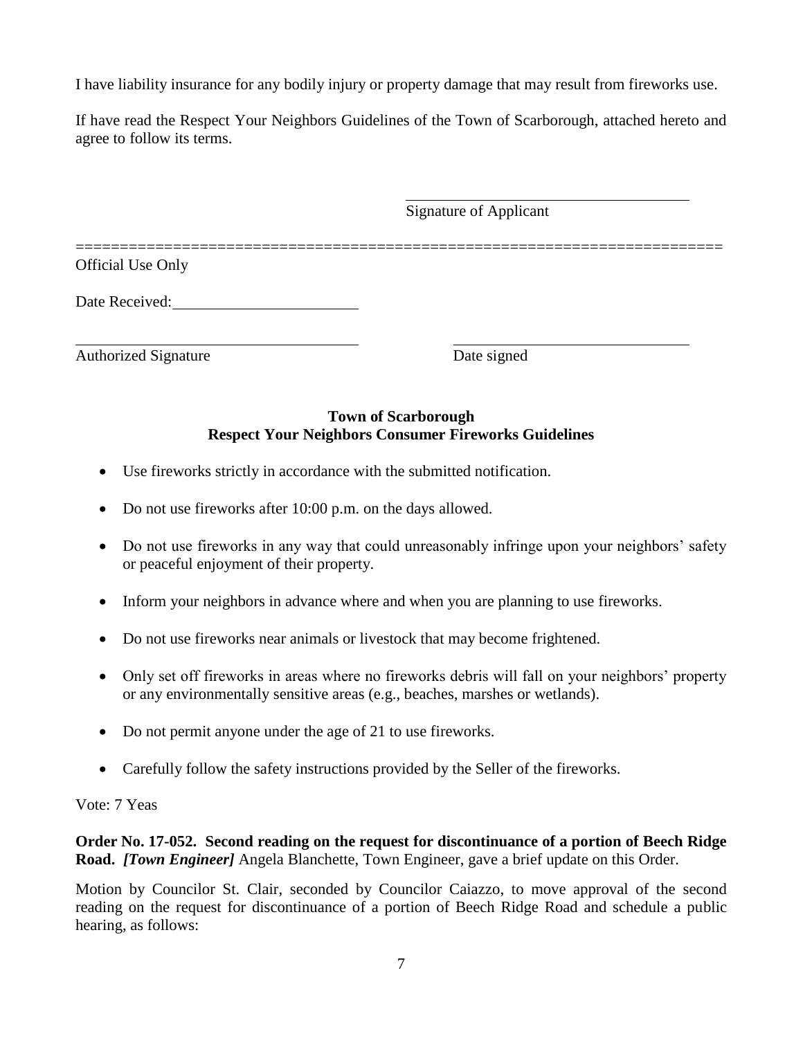I have liability insurance for any bodily injury or property damage that may result from fireworks use.

If have read the Respect Your Neighbors Guidelines of the Town of Scarborough, attached hereto and agree to follow its terms.

\_\_\_\_\_\_\_\_\_\_\_\_\_\_\_\_\_\_\_\_\_\_\_\_\_\_\_\_\_\_\_\_\_\_\_\_

Signature of Applicant

========================================================================

Official Use Only

Date Received: \_\_\_\_\_\_\_\_\_\_\_\_\_\_\_\_\_\_\_\_\_\_\_\_

\_\_\_\_\_\_\_\_\_\_\_\_\_\_\_\_\_\_\_\_\_\_\_\_\_\_\_\_\_\_\_\_\_\_\_\_ \_\_\_\_\_\_\_\_\_\_\_\_\_\_\_\_\_\_\_\_\_\_\_\_\_\_\_\_\_\_

Authorized Signature Date signed

**Town of Scarborough**
**Respect Your Neighbors Consumer Fireworks Guidelines**

- Use fireworks strictly in accordance with the submitted notification.
- Do not use fireworks after 10:00 p.m. on the days allowed.
- Do not use fireworks in any way that could unreasonably infringe upon your neighbors' safety or peaceful enjoyment of their property.
- Inform your neighbors in advance where and when you are planning to use fireworks.
- Do not use fireworks near animals or livestock that may become frightened.
- Only set off fireworks in areas where no fireworks debris will fall on your neighbors' property or any environmentally sensitive areas (e.g., beaches, marshes or wetlands).
- Do not permit anyone under the age of 21 to use fireworks.
- Carefully follow the safety instructions provided by the Seller of the fireworks.

Vote: 7 Yeas

**Order No. 17-052. Second reading on the request for discontinuance of a portion of Beech Ridge Road.** ***[Town Engineer]*** Angela Blanchette, Town Engineer, gave a brief update on this Order.

Motion by Councilor St. Clair, seconded by Councilor Caiazzo, to move approval of the second reading on the request for discontinuance of a portion of Beech Ridge Road and schedule a public hearing, as follows: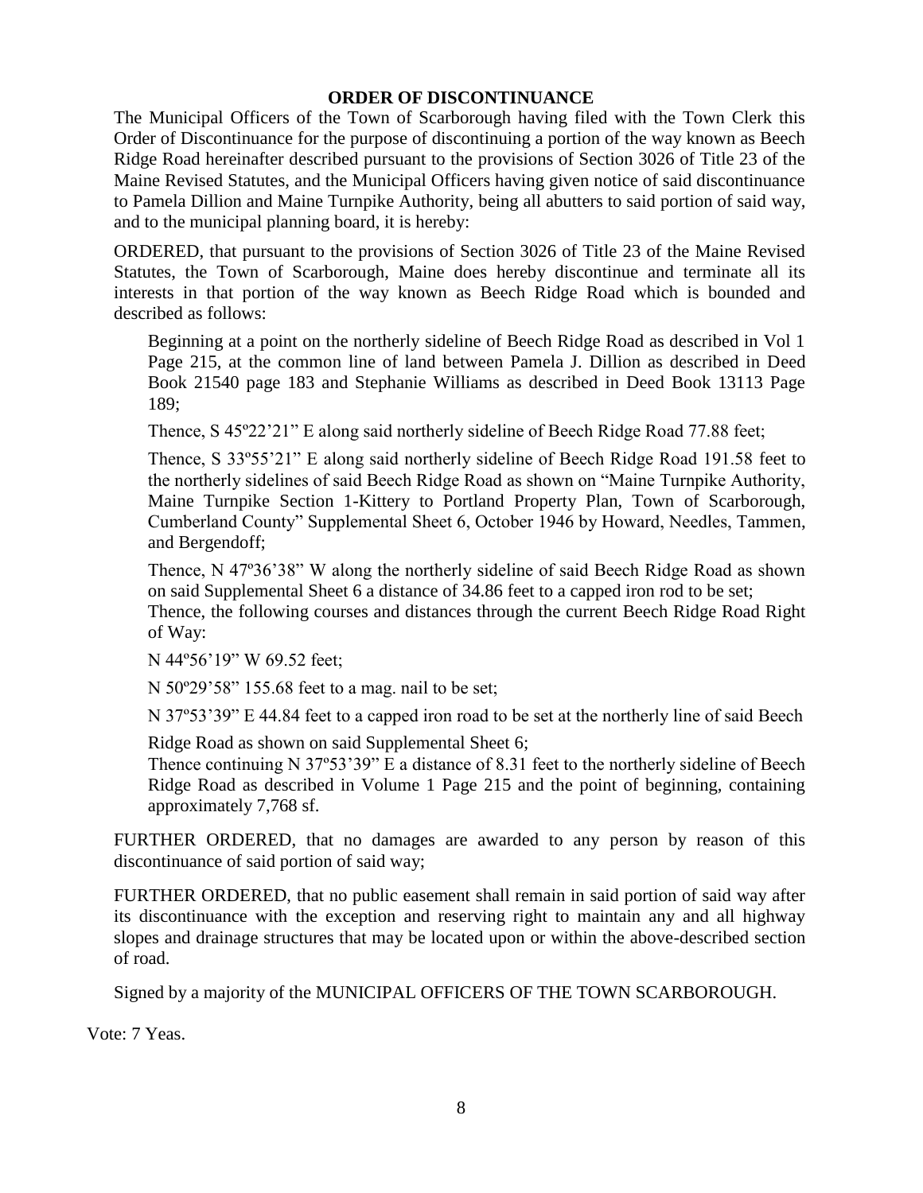**ORDER OF DISCONTINUANCE**

The Municipal Officers of the Town of Scarborough having filed with the Town Clerk this Order of Discontinuance for the purpose of discontinuing a portion of the way known as Beech Ridge Road hereinafter described pursuant to the provisions of Section 3026 of Title 23 of the Maine Revised Statutes, and the Municipal Officers having given notice of said discontinuance to Pamela Dillion and Maine Turnpike Authority, being all abutters to said portion of said way, and to the municipal planning board, it is hereby:

ORDERED, that pursuant to the provisions of Section 3026 of Title 23 of the Maine Revised Statutes, the Town of Scarborough, Maine does hereby discontinue and terminate all its interests in that portion of the way known as Beech Ridge Road which is bounded and described as follows:

Beginning at a point on the northerly sideline of Beech Ridge Road as described in Vol 1 Page 215, at the common line of land between Pamela J. Dillion as described in Deed Book 21540 page 183 and Stephanie Williams as described in Deed Book 13113 Page 189;

Thence, S 45º22'21" E along said northerly sideline of Beech Ridge Road 77.88 feet;

Thence, S 33º55'21" E along said northerly sideline of Beech Ridge Road 191.58 feet to the northerly sidelines of said Beech Ridge Road as shown on "Maine Turnpike Authority, Maine Turnpike Section 1-Kittery to Portland Property Plan, Town of Scarborough, Cumberland County" Supplemental Sheet 6, October 1946 by Howard, Needles, Tammen, and Bergendoff;

Thence, N 47º36'38" W along the northerly sideline of said Beech Ridge Road as shown on said Supplemental Sheet 6 a distance of 34.86 feet to a capped iron rod to be set;
Thence, the following courses and distances through the current Beech Ridge Road Right of Way:

N 44º56'19" W 69.52 feet;

N 50º29'58" 155.68 feet to a mag. nail to be set;

N 37º53'39" E 44.84 feet to a capped iron road to be set at the northerly line of said Beech

Ridge Road as shown on said Supplemental Sheet 6;
Thence continuing N 37º53'39" E a distance of 8.31 feet to the northerly sideline of Beech Ridge Road as described in Volume 1 Page 215 and the point of beginning, containing approximately 7,768 sf.

FURTHER ORDERED, that no damages are awarded to any person by reason of this discontinuance of said portion of said way;

FURTHER ORDERED, that no public easement shall remain in said portion of said way after its discontinuance with the exception and reserving right to maintain any and all highway slopes and drainage structures that may be located upon or within the above-described section of road.

Signed by a majority of the MUNICIPAL OFFICERS OF THE TOWN SCARBOROUGH.

Vote: 7 Yeas.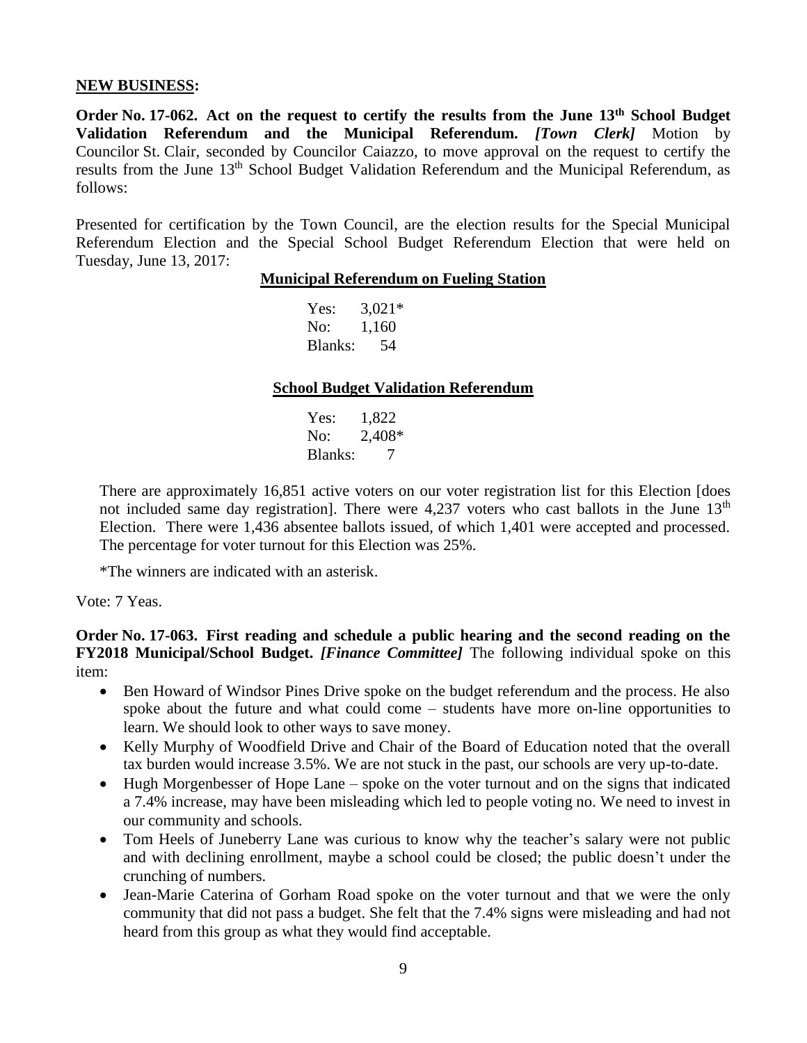**NEW BUSINESS:**

**Order No. 17-062. Act on the request to certify the results from the June 13th School Budget Validation Referendum and the Municipal Referendum.** ***[Town Clerk]*** Motion by Councilor St. Clair, seconded by Councilor Caiazzo, to move approval on the request to certify the results from the June 13th School Budget Validation Referendum and the Municipal Referendum, as follows:

Presented for certification by the Town Council, are the election results for the Special Municipal Referendum Election and the Special School Budget Referendum Election that were held on Tuesday, June 13, 2017:

**Municipal Referendum on Fueling Station**

| | |
|---|---|
| Yes: | 3,021* |
| No: | 1,160 |
| Blanks: | 54 |

**School Budget Validation Referendum**

| | |
|---|---|
| Yes: | 1,822 |
| No: | 2,408* |
| Blanks: | 7 |

There are approximately 16,851 active voters on our voter registration list for this Election [does not included same day registration]. There were 4,237 voters who cast ballots in the June 13th Election. There were 1,436 absentee ballots issued, of which 1,401 were accepted and processed. The percentage for voter turnout for this Election was 25%.

*The winners are indicated with an asterisk.

Vote: 7 Yeas.

**Order No. 17-063. First reading and schedule a public hearing and the second reading on the FY2018 Municipal/School Budget.** ***[Finance Committee]*** The following individual spoke on this item:

- Ben Howard of Windsor Pines Drive spoke on the budget referendum and the process. He also spoke about the future and what could come – students have more on-line opportunities to learn. We should look to other ways to save money.
- Kelly Murphy of Woodfield Drive and Chair of the Board of Education noted that the overall tax burden would increase 3.5%. We are not stuck in the past, our schools are very up-to-date.
- Hugh Morgenbesser of Hope Lane – spoke on the voter turnout and on the signs that indicated a 7.4% increase, may have been misleading which led to people voting no. We need to invest in our community and schools.
- Tom Heels of Juneberry Lane was curious to know why the teacher's salary were not public and with declining enrollment, maybe a school could be closed; the public doesn't under the crunching of numbers.
- Jean-Marie Caterina of Gorham Road spoke on the voter turnout and that we were the only community that did not pass a budget. She felt that the 7.4% signs were misleading and had not heard from this group as what they would find acceptable.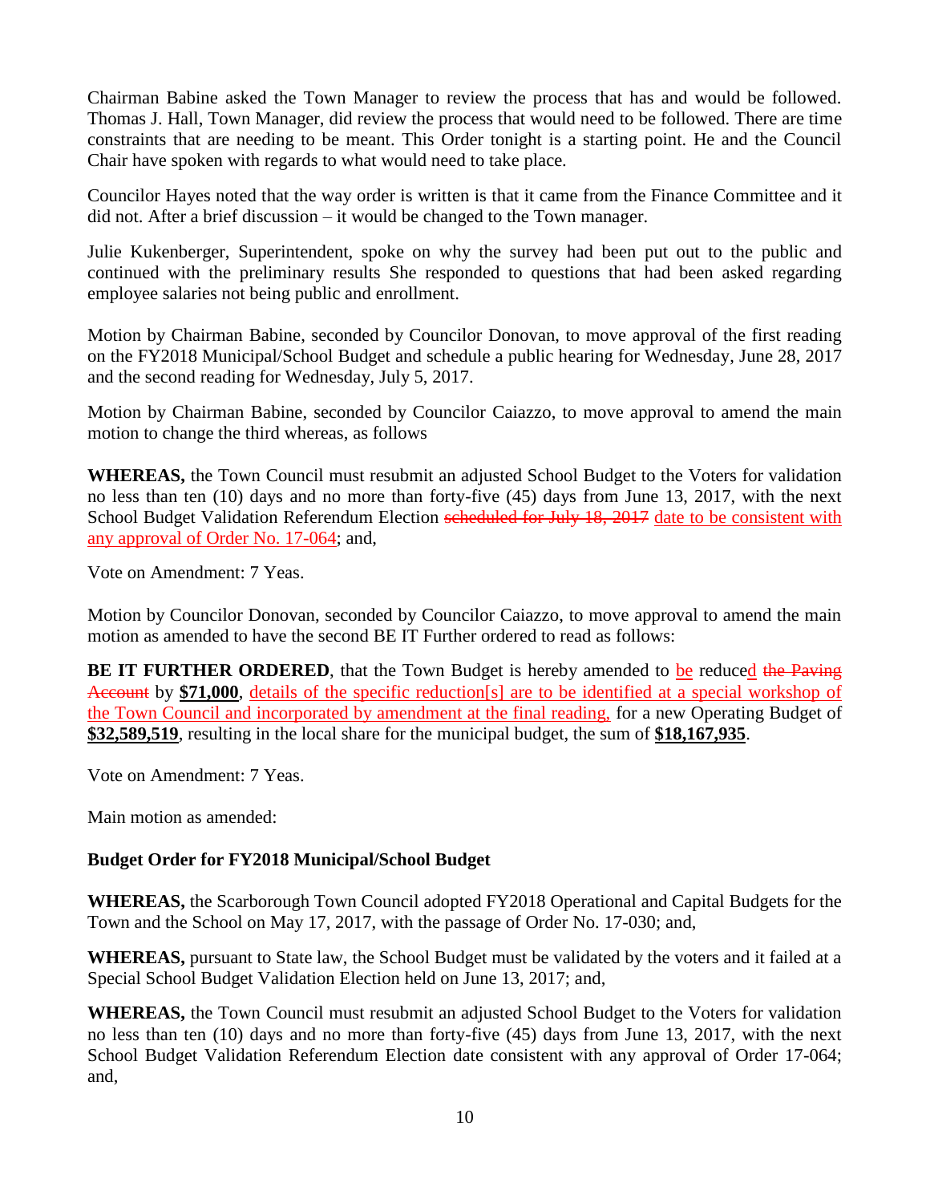Chairman Babine asked the Town Manager to review the process that has and would be followed. Thomas J. Hall, Town Manager, did review the process that would need to be followed. There are time constraints that are needing to be meant. This Order tonight is a starting point. He and the Council Chair have spoken with regards to what would need to take place.

Councilor Hayes noted that the way order is written is that it came from the Finance Committee and it did not. After a brief discussion – it would be changed to the Town manager.

Julie Kukenberger, Superintendent, spoke on why the survey had been put out to the public and continued with the preliminary results She responded to questions that had been asked regarding employee salaries not being public and enrollment.

Motion by Chairman Babine, seconded by Councilor Donovan, to move approval of the first reading on the FY2018 Municipal/School Budget and schedule a public hearing for Wednesday, June 28, 2017 and the second reading for Wednesday, July 5, 2017.

Motion by Chairman Babine, seconded by Councilor Caiazzo, to move approval to amend the main motion to change the third whereas, as follows

**WHEREAS,** the Town Council must resubmit an adjusted School Budget to the Voters for validation no less than ten (10) days and no more than forty-five (45) days from June 13, 2017, with the next School Budget Validation Referendum Election ~~scheduled for July 18, 2017~~ date to be consistent with any approval of Order No. 17-064; and,

Vote on Amendment: 7 Yeas.

Motion by Councilor Donovan, seconded by Councilor Caiazzo, to move approval to amend the main motion as amended to have the second BE IT Further ordered to read as follows:

**BE IT FURTHER ORDERED**, that the Town Budget is hereby amended to be reduced ~~the Paving Account~~ by **$71,000**, details of the specific reduction[s] are to be identified at a special workshop of the Town Council and incorporated by amendment at the final reading, for a new Operating Budget of **$32,589,519**, resulting in the local share for the municipal budget, the sum of **$18,167,935**.

Vote on Amendment: 7 Yeas.

Main motion as amended:

**Budget Order for FY2018 Municipal/School Budget**

**WHEREAS,** the Scarborough Town Council adopted FY2018 Operational and Capital Budgets for the Town and the School on May 17, 2017, with the passage of Order No. 17-030; and,

**WHEREAS,** pursuant to State law, the School Budget must be validated by the voters and it failed at a Special School Budget Validation Election held on June 13, 2017; and,

**WHEREAS,** the Town Council must resubmit an adjusted School Budget to the Voters for validation no less than ten (10) days and no more than forty-five (45) days from June 13, 2017, with the next School Budget Validation Referendum Election date consistent with any approval of Order 17-064; and,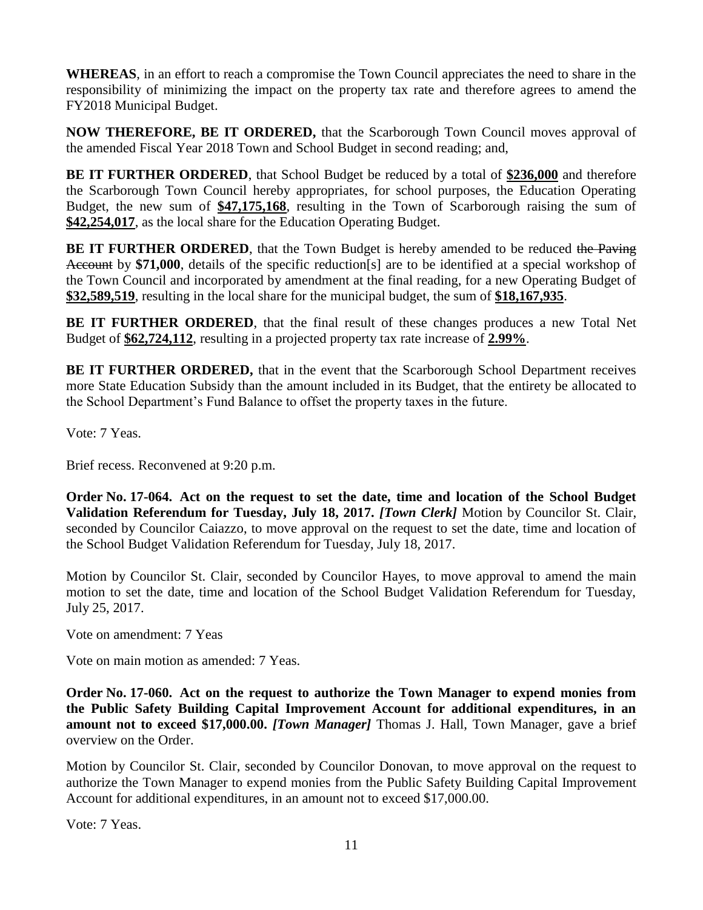**WHEREAS**, in an effort to reach a compromise the Town Council appreciates the need to share in the responsibility of minimizing the impact on the property tax rate and therefore agrees to amend the FY2018 Municipal Budget.

**NOW THEREFORE, BE IT ORDERED,** that the Scarborough Town Council moves approval of the amended Fiscal Year 2018 Town and School Budget in second reading; and,

**BE IT FURTHER ORDERED**, that School Budget be reduced by a total of **$236,000** and therefore the Scarborough Town Council hereby appropriates, for school purposes, the Education Operating Budget, the new sum of **$47,175,168**, resulting in the Town of Scarborough raising the sum of **$42,254,017**, as the local share for the Education Operating Budget.

**BE IT FURTHER ORDERED**, that the Town Budget is hereby amended to be reduced ~~the Paving Account~~ by **$71,000**, details of the specific reduction[s] are to be identified at a special workshop of the Town Council and incorporated by amendment at the final reading, for a new Operating Budget of **$32,589,519**, resulting in the local share for the municipal budget, the sum of **$18,167,935**.

**BE IT FURTHER ORDERED**, that the final result of these changes produces a new Total Net Budget of **$62,724,112**, resulting in a projected property tax rate increase of **2.99%**.

**BE IT FURTHER ORDERED,** that in the event that the Scarborough School Department receives more State Education Subsidy than the amount included in its Budget, that the entirety be allocated to the School Department's Fund Balance to offset the property taxes in the future.

Vote: 7 Yeas.

Brief recess. Reconvened at 9:20 p.m.

**Order No. 17-064. Act on the request to set the date, time and location of the School Budget Validation Referendum for Tuesday, July 18, 2017.** ***[Town Clerk]*** Motion by Councilor St. Clair, seconded by Councilor Caiazzo, to move approval on the request to set the date, time and location of the School Budget Validation Referendum for Tuesday, July 18, 2017.

Motion by Councilor St. Clair, seconded by Councilor Hayes, to move approval to amend the main motion to set the date, time and location of the School Budget Validation Referendum for Tuesday, July 25, 2017.

Vote on amendment: 7 Yeas

Vote on main motion as amended: 7 Yeas.

**Order No. 17-060. Act on the request to authorize the Town Manager to expend monies from the Public Safety Building Capital Improvement Account for additional expenditures, in an amount not to exceed $17,000.00.** ***[Town Manager]*** Thomas J. Hall, Town Manager, gave a brief overview on the Order.

Motion by Councilor St. Clair, seconded by Councilor Donovan, to move approval on the request to authorize the Town Manager to expend monies from the Public Safety Building Capital Improvement Account for additional expenditures, in an amount not to exceed $17,000.00.

Vote: 7 Yeas.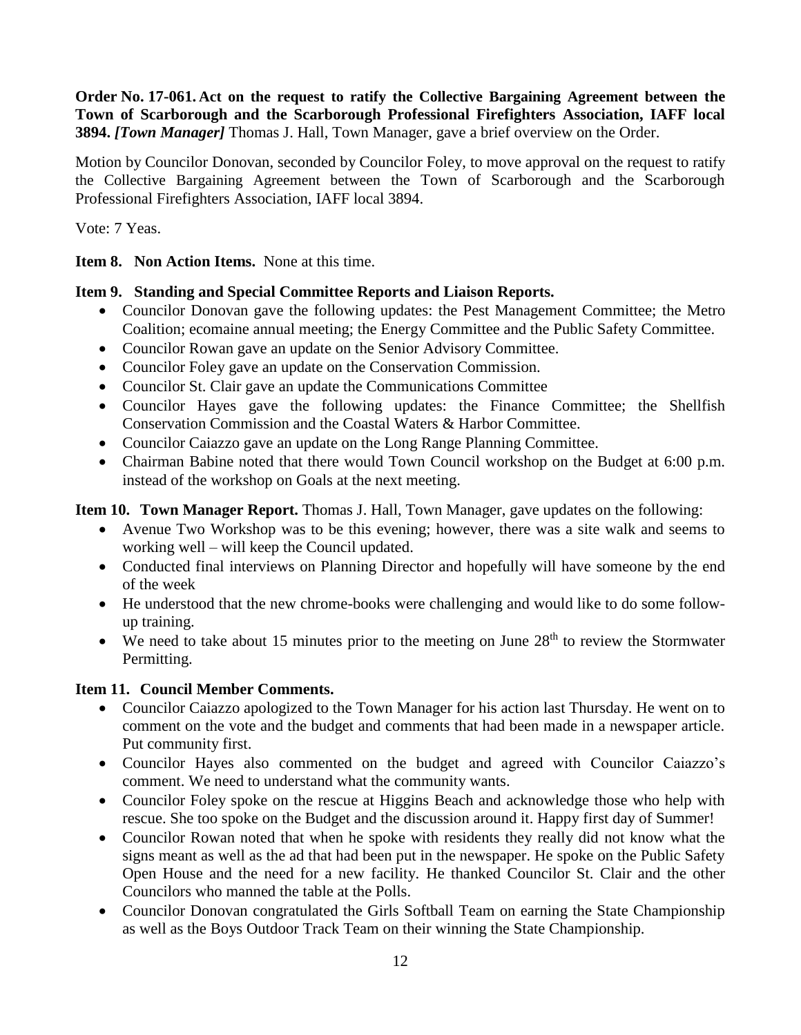**Order No. 17-061. Act on the request to ratify the Collective Bargaining Agreement between the Town of Scarborough and the Scarborough Professional Firefighters Association, IAFF local 3894.** ***[Town Manager]*** Thomas J. Hall, Town Manager, gave a brief overview on the Order.

Motion by Councilor Donovan, seconded by Councilor Foley, to move approval on the request to ratify the Collective Bargaining Agreement between the Town of Scarborough and the Scarborough Professional Firefighters Association, IAFF local 3894.

Vote: 7 Yeas.

**Item 8. Non Action Items.** None at this time.

**Item 9. Standing and Special Committee Reports and Liaison Reports.**

- Councilor Donovan gave the following updates: the Pest Management Committee; the Metro Coalition; ecomaine annual meeting; the Energy Committee and the Public Safety Committee.
- Councilor Rowan gave an update on the Senior Advisory Committee.
- Councilor Foley gave an update on the Conservation Commission.
- Councilor St. Clair gave an update the Communications Committee
- Councilor Hayes gave the following updates: the Finance Committee; the Shellfish Conservation Commission and the Coastal Waters & Harbor Committee.
- Councilor Caiazzo gave an update on the Long Range Planning Committee.
- Chairman Babine noted that there would Town Council workshop on the Budget at 6:00 p.m. instead of the workshop on Goals at the next meeting.

**Item 10. Town Manager Report.** Thomas J. Hall, Town Manager, gave updates on the following:

- Avenue Two Workshop was to be this evening; however, there was a site walk and seems to working well – will keep the Council updated.
- Conducted final interviews on Planning Director and hopefully will have someone by the end of the week
- He understood that the new chrome-books were challenging and would like to do some follow-up training.
- We need to take about 15 minutes prior to the meeting on June 28th to review the Stormwater Permitting.

**Item 11. Council Member Comments.**

- Councilor Caiazzo apologized to the Town Manager for his action last Thursday. He went on to comment on the vote and the budget and comments that had been made in a newspaper article. Put community first.
- Councilor Hayes also commented on the budget and agreed with Councilor Caiazzo's comment. We need to understand what the community wants.
- Councilor Foley spoke on the rescue at Higgins Beach and acknowledge those who help with rescue. She too spoke on the Budget and the discussion around it. Happy first day of Summer!
- Councilor Rowan noted that when he spoke with residents they really did not know what the signs meant as well as the ad that had been put in the newspaper. He spoke on the Public Safety Open House and the need for a new facility. He thanked Councilor St. Clair and the other Councilors who manned the table at the Polls.
- Councilor Donovan congratulated the Girls Softball Team on earning the State Championship as well as the Boys Outdoor Track Team on their winning the State Championship.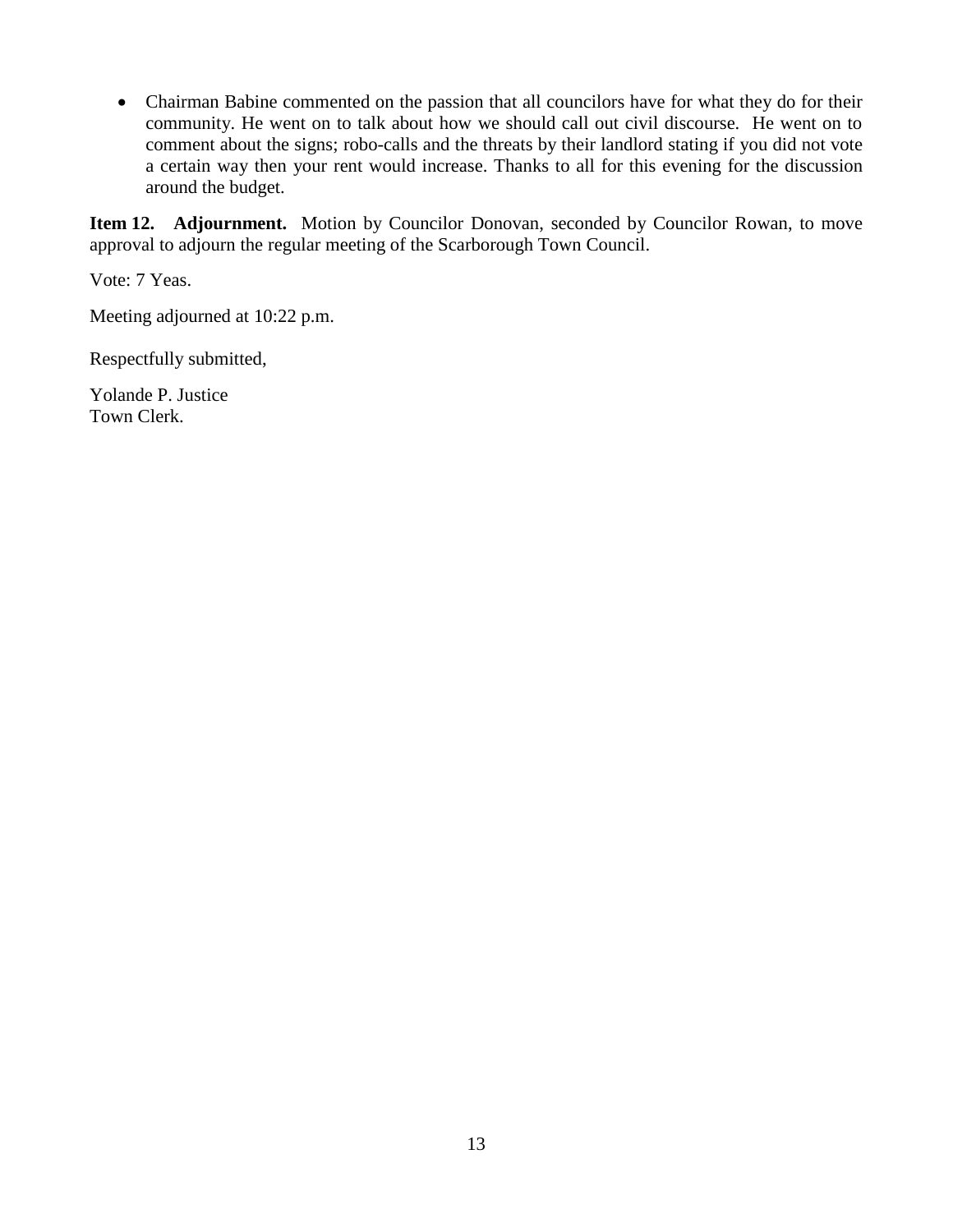- Chairman Babine commented on the passion that all councilors have for what they do for their community. He went on to talk about how we should call out civil discourse. He went on to comment about the signs; robo-calls and the threats by their landlord stating if you did not vote a certain way then your rent would increase. Thanks to all for this evening for the discussion around the budget.

**Item 12. Adjournment.** Motion by Councilor Donovan, seconded by Councilor Rowan, to move approval to adjourn the regular meeting of the Scarborough Town Council.

Vote: 7 Yeas.

Meeting adjourned at 10:22 p.m.

Respectfully submitted,

Yolande P. Justice
Town Clerk.